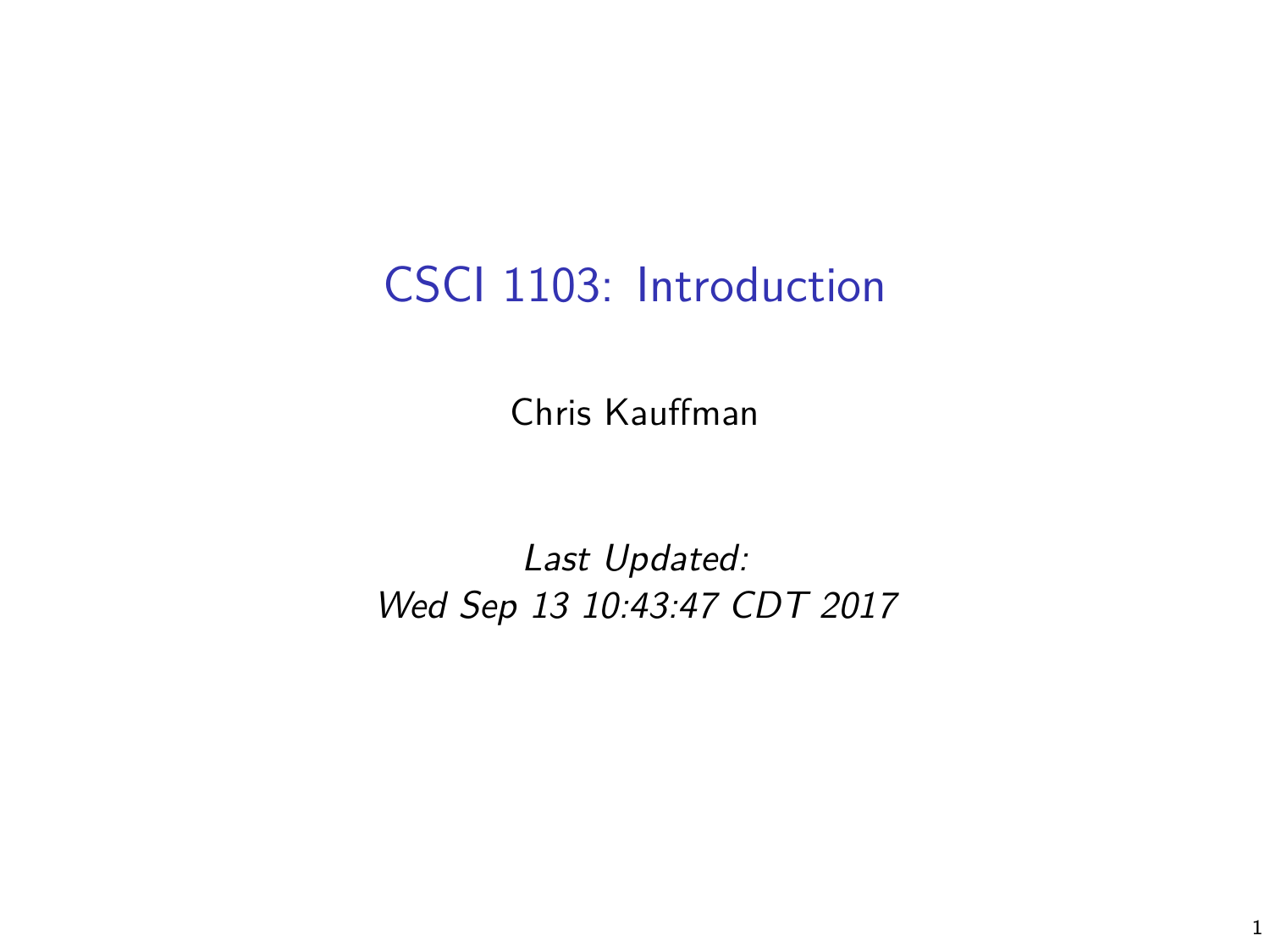# CSCI 1103: Introduction

Chris Kauffman

*Last Updated:*
*Wed Sep 13 10:43:47 CDT 2017*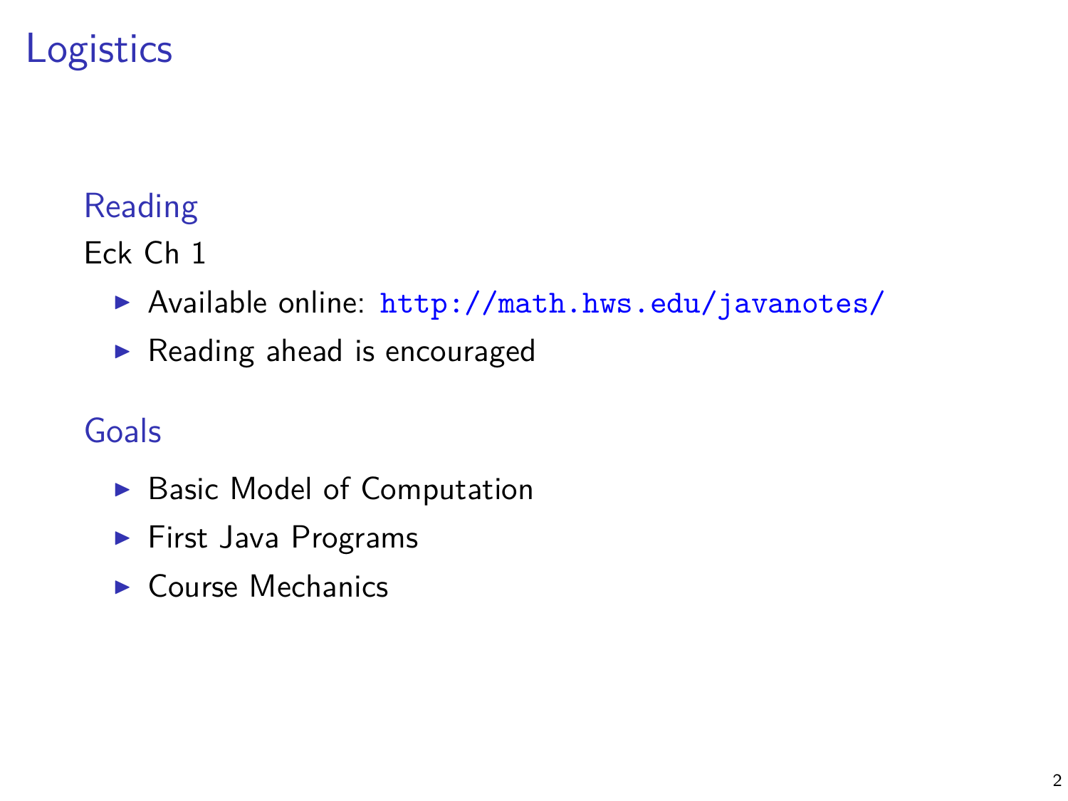# Logistics

## Reading

Eck Ch 1

- Available online: http://math.hws.edu/javanotes/
- Reading ahead is encouraged

## Goals

- Basic Model of Computation
- First Java Programs
- Course Mechanics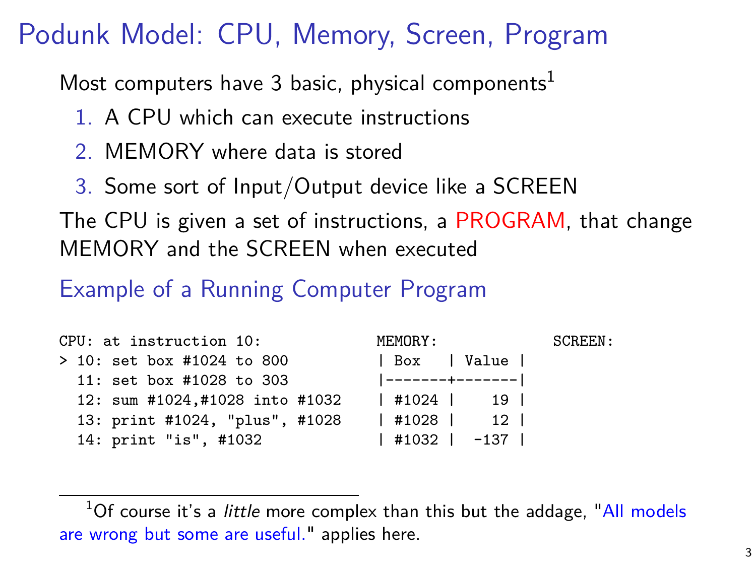# Podunk Model: CPU, Memory, Screen, Program

Most computers have 3 basic, physical components[1]

1. A CPU which can execute instructions
2. MEMORY where data is stored
3. Some sort of Input/Output device like a SCREEN

The CPU is given a set of instructions, a PROGRAM, that change MEMORY and the SCREEN when executed

## Example of a Running Computer Program

```
CPU: at instruction 10:              MEMORY:              SCREEN:
> 10: set box #1024 to 800           | Box   | Value |
  11: set box #1028 to 303           |-------+-------|
  12: sum #1024,#1028 into #1032     | #1024 |    19 |
  13: print #1024, "plus", #1028     | #1028 |    12 |
  14: print "is", #1032              | #1032 |  -137 |
```

[1] Of course it's a *little* more complex than this but the addage, "All models are wrong but some are useful." applies here.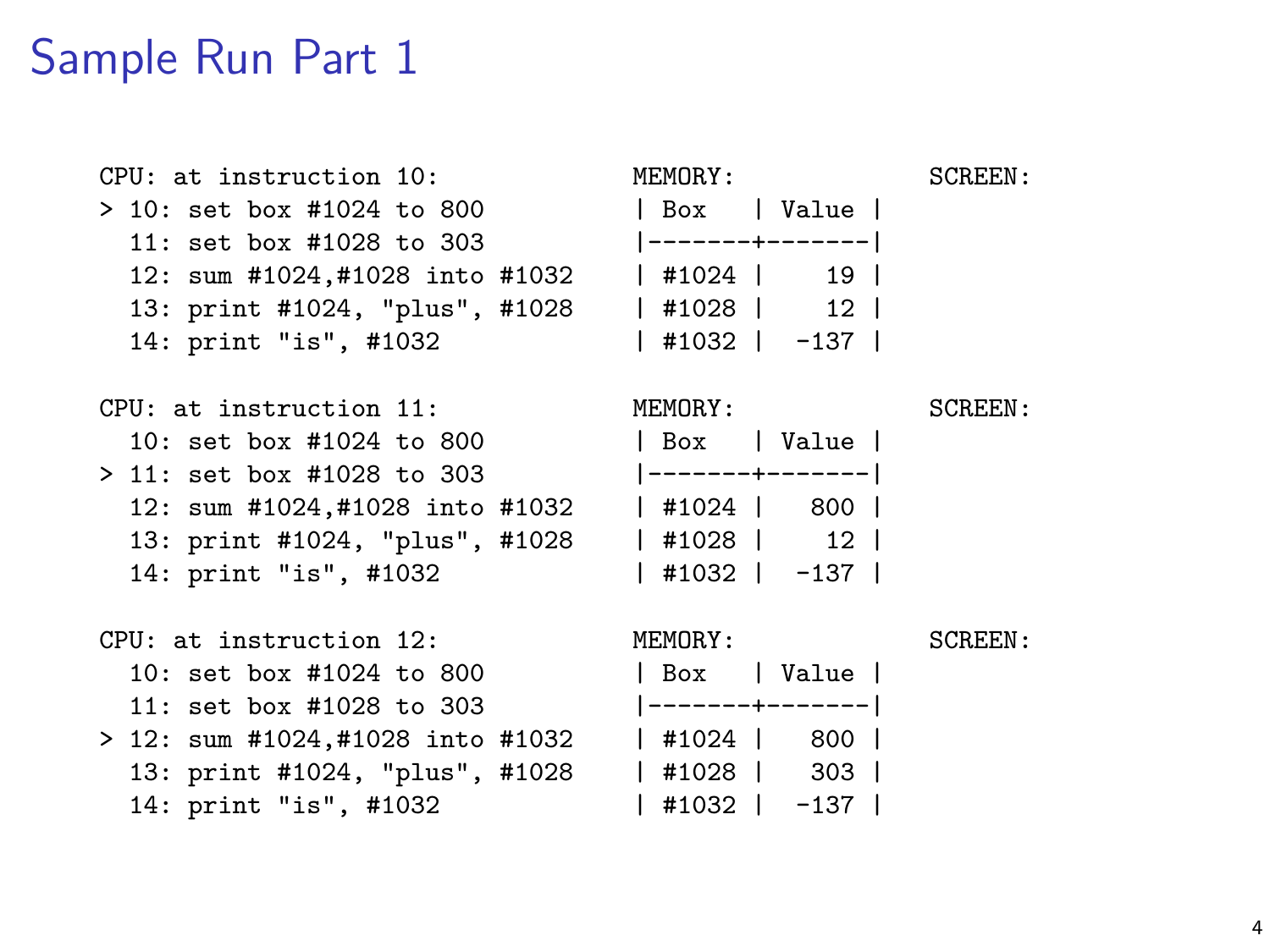# Sample Run Part 1

```
CPU: at instruction 10:              MEMORY:              SCREEN:
> 10: set box #1024 to 800           | Box    | Value |
  11: set box #1028 to 303           |-------+-------|
  12: sum #1024,#1028 into #1032     | #1024 |    19 |
  13: print #1024, "plus", #1028     | #1028 |    12 |
  14: print "is", #1032              | #1032 |  -137 |

CPU: at instruction 11:              MEMORY:              SCREEN:
  10: set box #1024 to 800           | Box    | Value |
> 11: set box #1028 to 303           |-------+-------|
  12: sum #1024,#1028 into #1032     | #1024 |   800 |
  13: print #1024, "plus", #1028     | #1028 |    12 |
  14: print "is", #1032              | #1032 |  -137 |

CPU: at instruction 12:              MEMORY:              SCREEN:
  10: set box #1024 to 800           | Box    | Value |
  11: set box #1028 to 303           |-------+-------|
> 12: sum #1024,#1028 into #1032     | #1024 |   800 |
  13: print #1024, "plus", #1028     | #1028 |   303 |
  14: print "is", #1032              | #1032 |  -137 |
```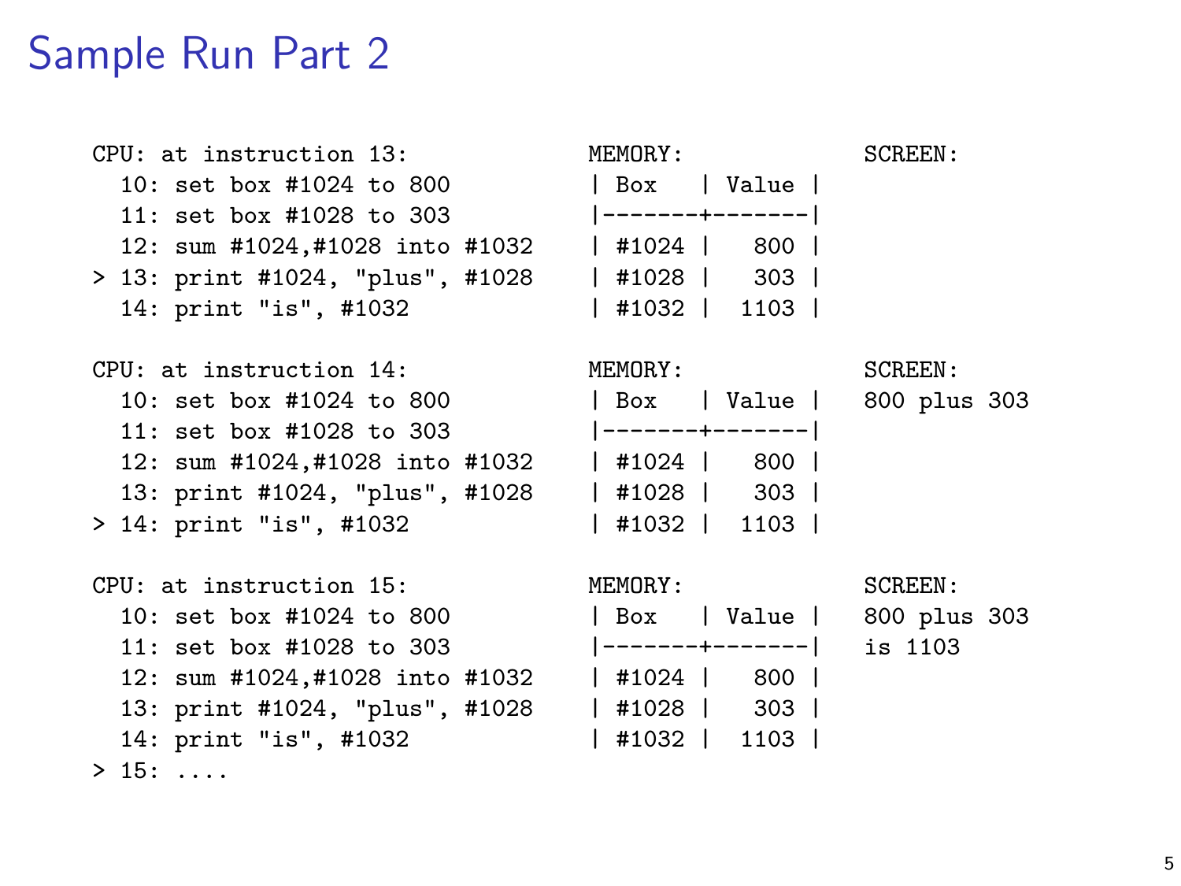# Sample Run Part 2

```
CPU: at instruction 13:              MEMORY:            SCREEN:
  10: set box #1024 to 800           | Box   | Value |
  11: set box #1028 to 303           |-------+-------|
  12: sum #1024,#1028 into #1032     | #1024 |   800 |
> 13: print #1024, "plus", #1028     | #1028 |   303 |
  14: print "is", #1032              | #1032 |  1103 |

CPU: at instruction 14:              MEMORY:            SCREEN:
  10: set box #1024 to 800           | Box   | Value |  800 plus 303
  11: set box #1028 to 303           |-------+-------|
  12: sum #1024,#1028 into #1032     | #1024 |   800 |
  13: print #1024, "plus", #1028     | #1028 |   303 |
> 14: print "is", #1032              | #1032 |  1103 |

CPU: at instruction 15:              MEMORY:            SCREEN:
  10: set box #1024 to 800           | Box   | Value |  800 plus 303
  11: set box #1028 to 303           |-------+-------|  is 1103
  12: sum #1024,#1028 into #1032     | #1024 |   800 |
  13: print #1024, "plus", #1028     | #1028 |   303 |
  14: print "is", #1032              | #1032 |  1103 |
> 15: ....
```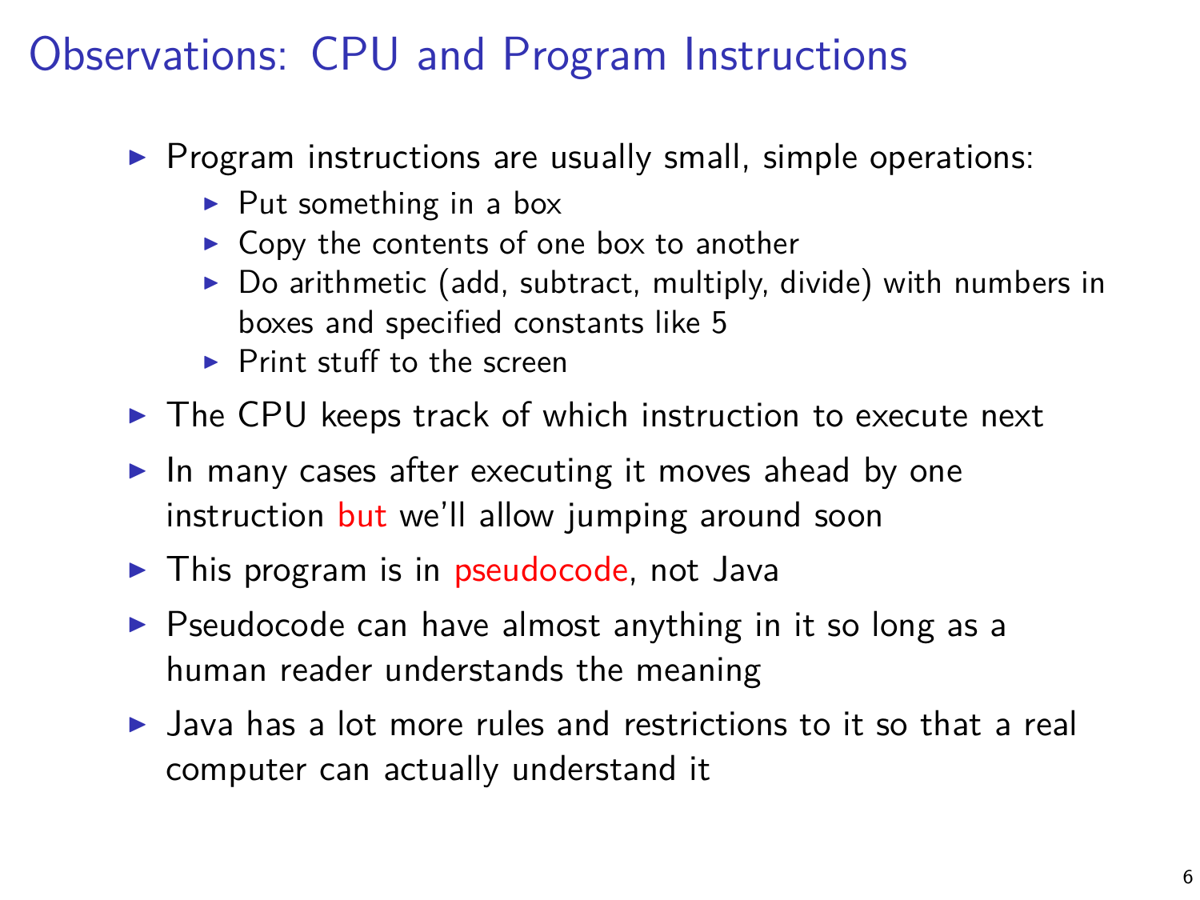# Observations: CPU and Program Instructions

- Program instructions are usually small, simple operations:
  - Put something in a box
  - Copy the contents of one box to another
  - Do arithmetic (add, subtract, multiply, divide) with numbers in boxes and specified constants like 5
  - Print stuff to the screen
- The CPU keeps track of which instruction to execute next
- In many cases after executing it moves ahead by one instruction but we'll allow jumping around soon
- This program is in pseudocode, not Java
- Pseudocode can have almost anything in it so long as a human reader understands the meaning
- Java has a lot more rules and restrictions to it so that a real computer can actually understand it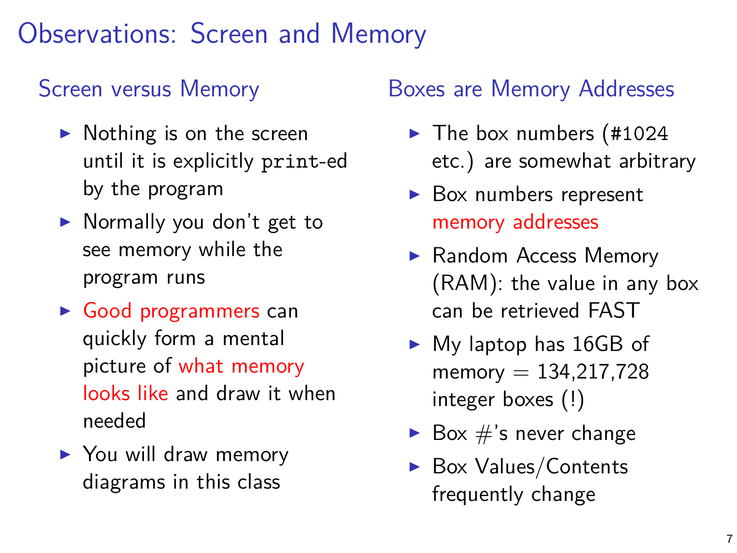# Observations: Screen and Memory

## Screen versus Memory

- Nothing is on the screen until it is explicitly `print`-ed by the program
- Normally you don't get to see memory while the program runs
- Good programmers can quickly form a mental picture of what memory looks like and draw it when needed
- You will draw memory diagrams in this class

## Boxes are Memory Addresses

- The box numbers (#1024 etc.) are somewhat arbitrary
- Box numbers represent memory addresses
- Random Access Memory (RAM): the value in any box can be retrieved FAST
- My laptop has 16GB of memory = 134,217,728 integer boxes (!)
- Box #'s never change
- Box Values/Contents frequently change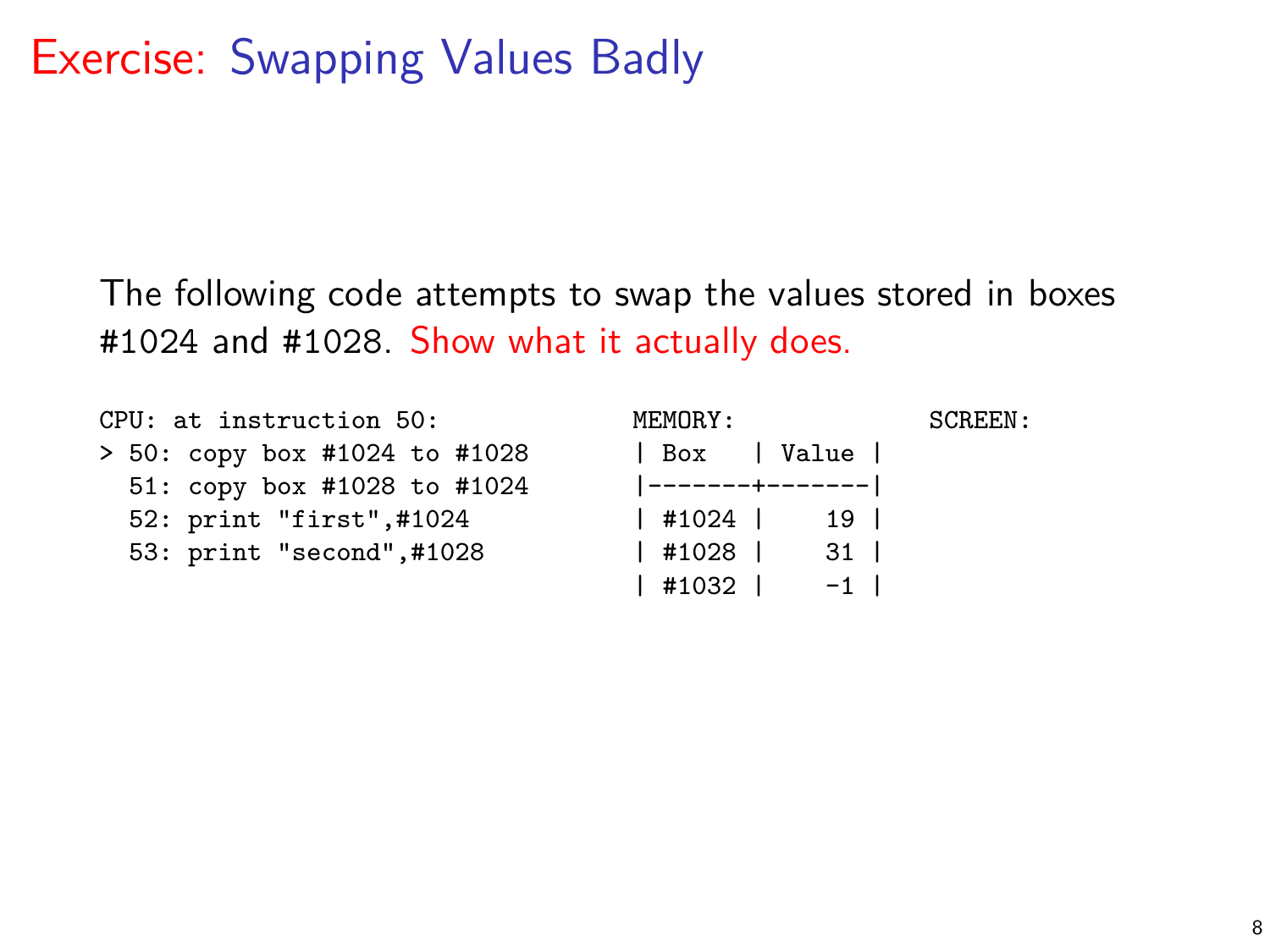# Exercise: Swapping Values Badly

The following code attempts to swap the values stored in boxes #1024 and #1028. Show what it actually does.

```
CPU: at instruction 50:             MEMORY:             SCREEN:
> 50: copy box #1024 to #1028       | Box   | Value |
  51: copy box #1028 to #1024       |-------+-------|
  52: print "first",#1024           | #1024 |    19 |
  53: print "second",#1028          | #1028 |    31 |
                                    | #1032 |    -1 |
```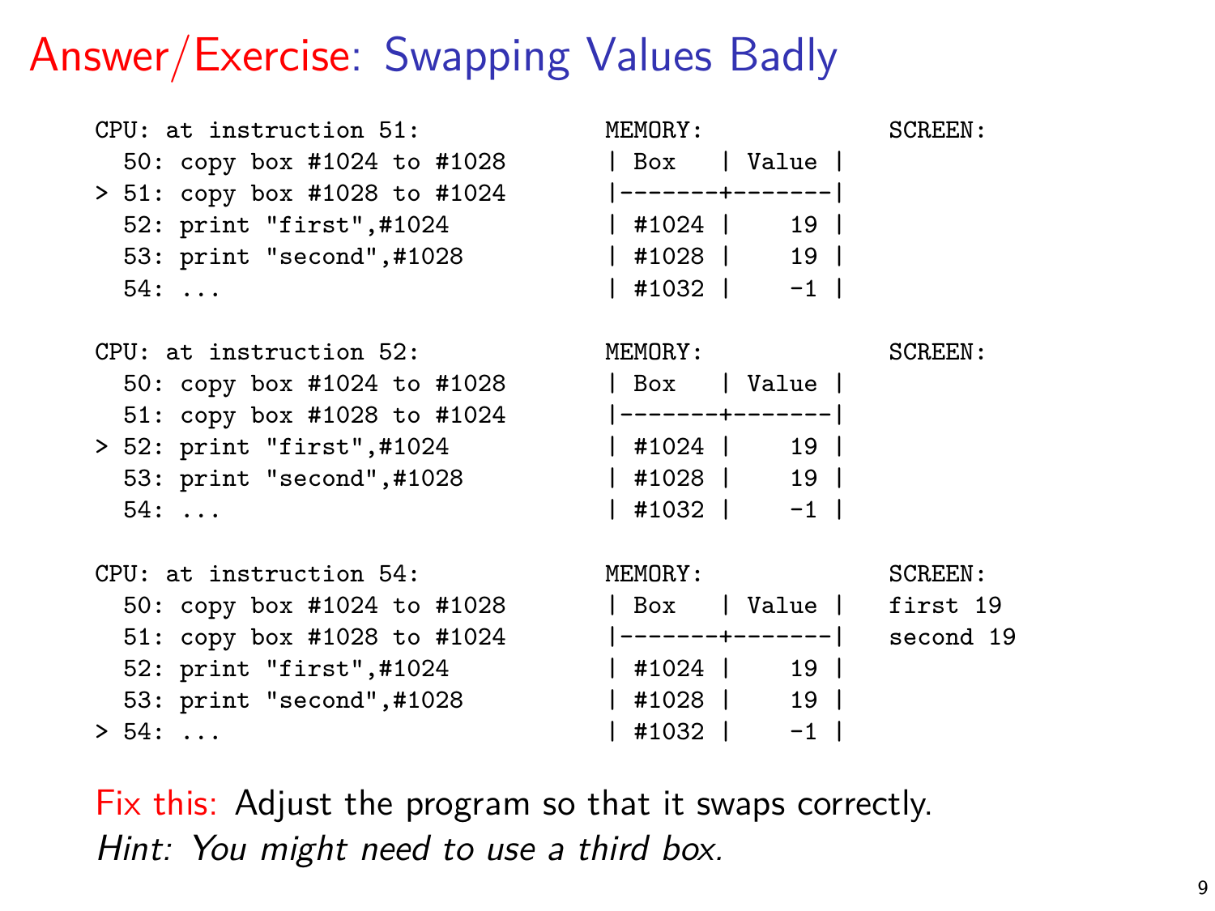# Answer/Exercise: Swapping Values Badly

```
CPU: at instruction 51:              MEMORY:              SCREEN:
  50: copy box #1024 to #1028        | Box   | Value |
> 51: copy box #1028 to #1024        |-------+-------|
  52: print "first",#1024            | #1024 |    19 |
  53: print "second",#1028           | #1028 |    19 |
  54: ...                            | #1032 |    -1 |

CPU: at instruction 52:              MEMORY:              SCREEN:
  50: copy box #1024 to #1028        | Box   | Value |
  51: copy box #1028 to #1024        |-------+-------|
> 52: print "first",#1024            | #1024 |    19 |
  53: print "second",#1028           | #1028 |    19 |
  54: ...                            | #1032 |    -1 |

CPU: at instruction 54:              MEMORY:              SCREEN:
  50: copy box #1024 to #1028        | Box   | Value |    first 19
  51: copy box #1028 to #1024        |-------+-------|    second 19
  52: print "first",#1024            | #1024 |    19 |
  53: print "second",#1028           | #1028 |    19 |
> 54: ...                            | #1032 |    -1 |
```

Fix this: Adjust the program so that it swaps correctly.
*Hint: You might need to use a third box.*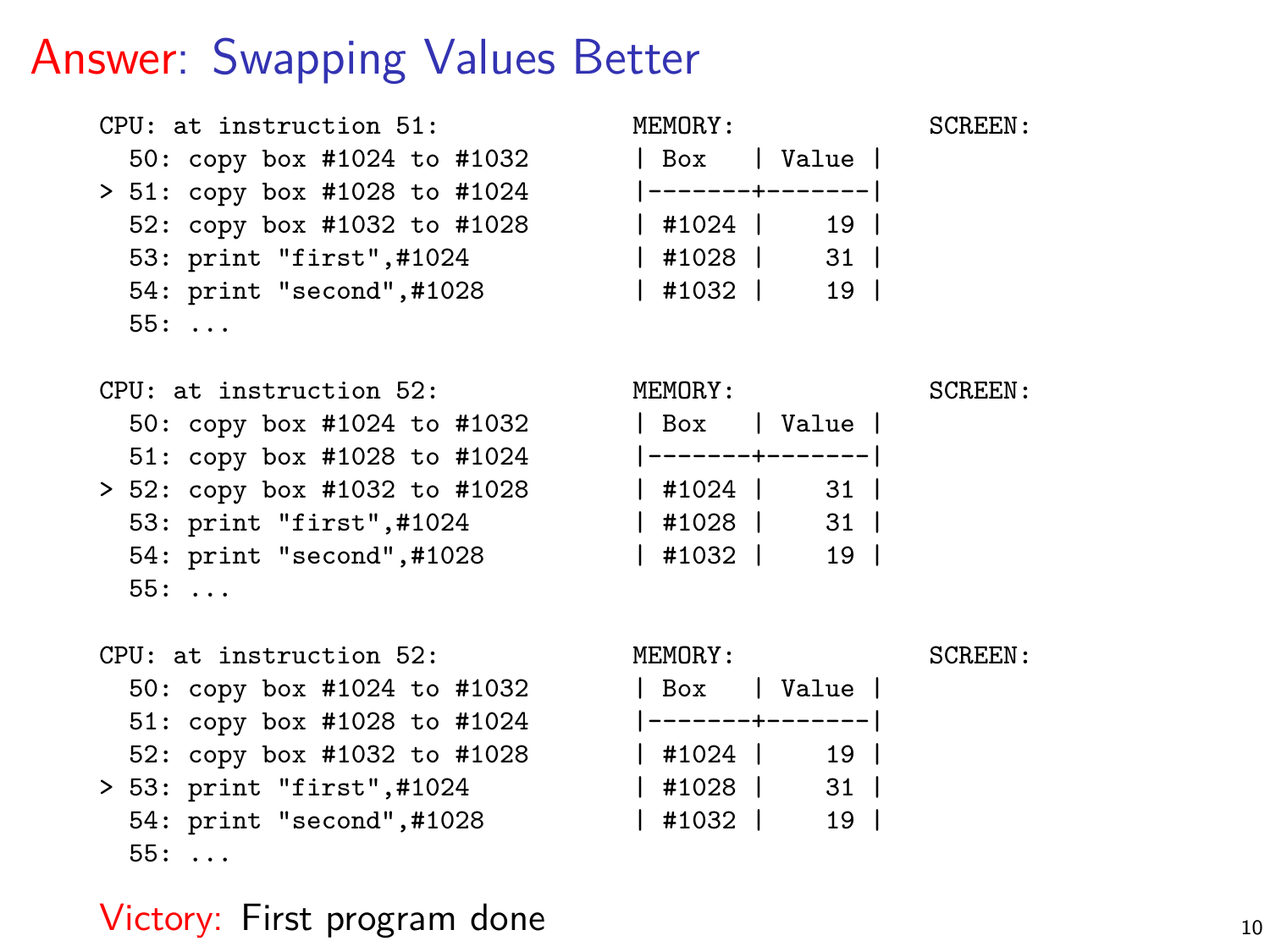# Answer: Swapping Values Better

```
CPU: at instruction 51:             MEMORY:             SCREEN:
  50: copy box #1024 to #1032       | Box   | Value |
> 51: copy box #1028 to #1024       |-------+-------|
  52: copy box #1032 to #1028       | #1024 |    19 |
  53: print "first",#1024           | #1028 |    31 |
  54: print "second",#1028          | #1032 |    19 |
  55: ...

CPU: at instruction 52:             MEMORY:             SCREEN:
  50: copy box #1024 to #1032       | Box   | Value |
  51: copy box #1028 to #1024       |-------+-------|
> 52: copy box #1032 to #1028       | #1024 |    31 |
  53: print "first",#1024           | #1028 |    31 |
  54: print "second",#1028          | #1032 |    19 |
  55: ...

CPU: at instruction 52:             MEMORY:             SCREEN:
  50: copy box #1024 to #1032       | Box   | Value |
  51: copy box #1028 to #1024       |-------+-------|
  52: copy box #1032 to #1028       | #1024 |    19 |
> 53: print "first",#1024           | #1028 |    31 |
  54: print "second",#1028          | #1032 |    19 |
  55: ...
```

Victory: First program done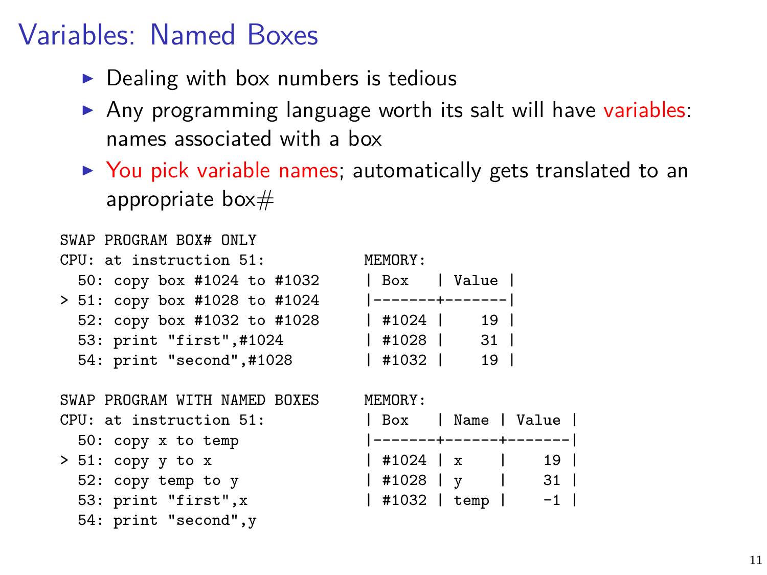# Variables: Named Boxes

- Dealing with box numbers is tedious
- Any programming language worth its salt will have variables: names associated with a box
- You pick variable names; automatically gets translated to an appropriate box#

```
SWAP PROGRAM BOX# ONLY
CPU: at instruction 51:           MEMORY:
  50: copy box #1024 to #1032     | Box   | Value |
> 51: copy box #1028 to #1024     |-------+-------|
  52: copy box #1032 to #1028     | #1024 |    19 |
  53: print "first",#1024         | #1028 |    31 |
  54: print "second",#1028        | #1032 |    19 |

SWAP PROGRAM WITH NAMED BOXES     MEMORY:
CPU: at instruction 51:           | Box   | Name | Value |
  50: copy x to temp              |-------+------+-------|
> 51: copy y to x                 | #1024 | x    |    19 |
  52: copy temp to y              | #1028 | y    |    31 |
  53: print "first",x             | #1032 | temp |    -1 |
  54: print "second",y
```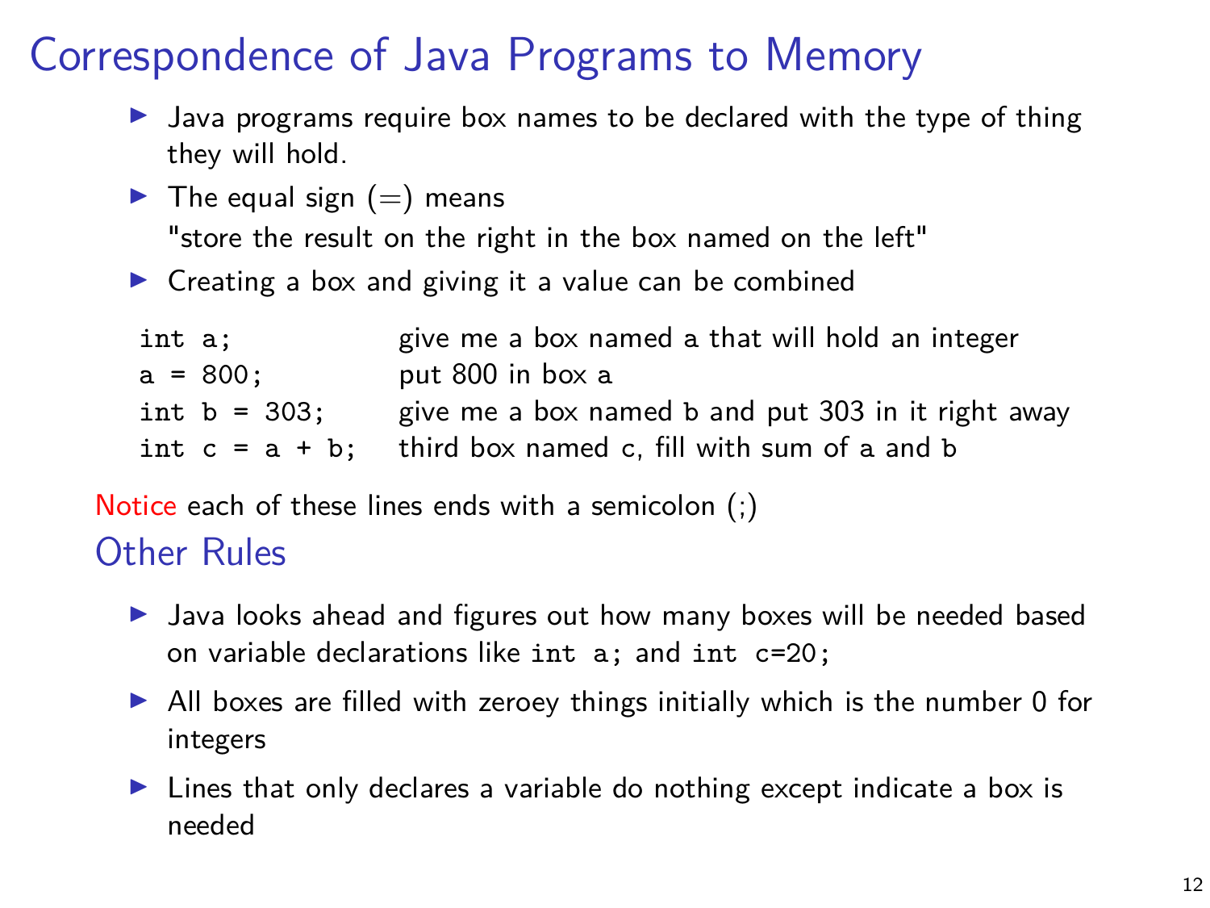# Correspondence of Java Programs to Memory

- Java programs require box names to be declared with the type of thing they will hold.
- The equal sign (=) means "store the result on the right in the box named on the left"
- Creating a box and giving it a value can be combined

| | |
|---|---|
| `int a;` | give me a box named `a` that will hold an integer |
| `a = 800;` | put 800 in box `a` |
| `int b = 303;` | give me a box named `b` and put 303 in it right away |
| `int c = a + b;` | third box named `c`, fill with sum of `a` and `b` |

Notice each of these lines ends with a semicolon (;)

## Other Rules

- Java looks ahead and figures out how many boxes will be needed based on variable declarations like `int a;` and `int c=20;`
- All boxes are filled with zeroey things initially which is the number 0 for integers
- Lines that only declares a variable do nothing except indicate a box is needed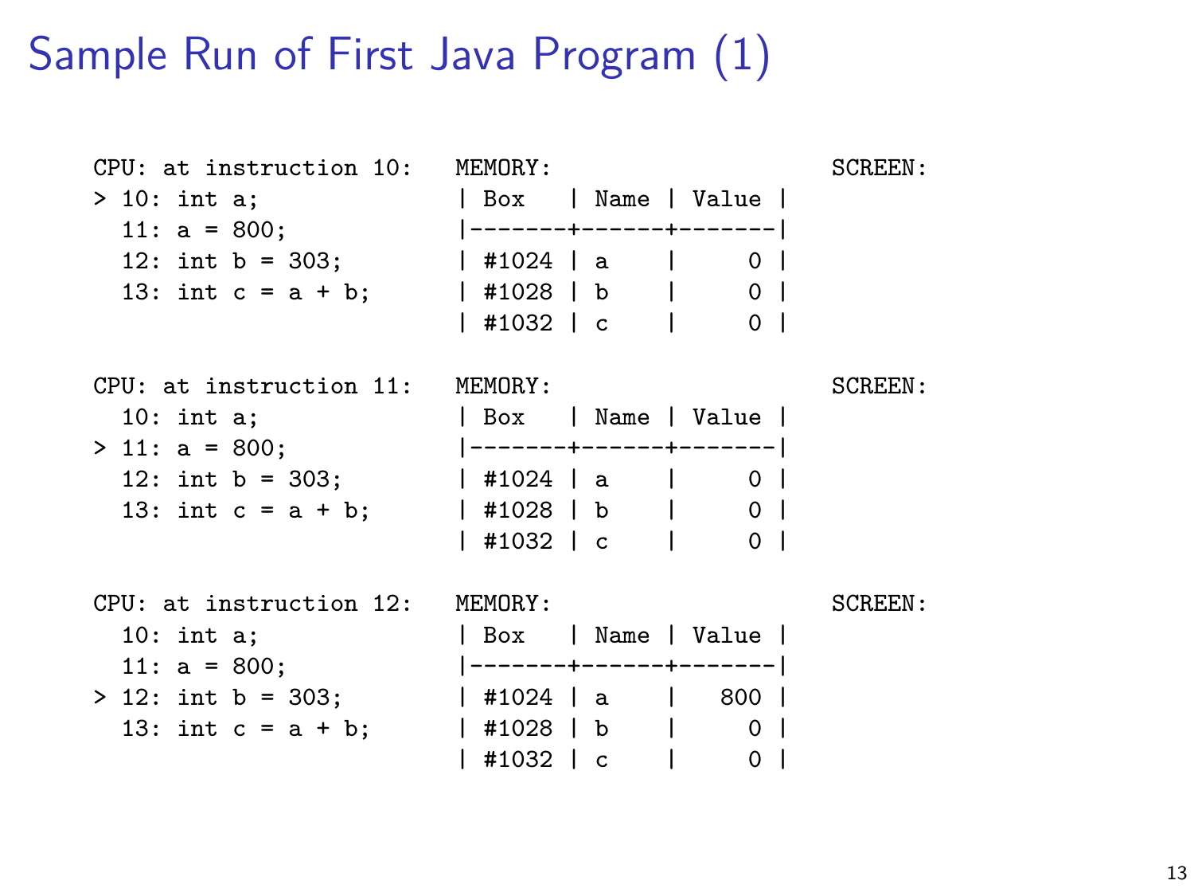# Sample Run of First Java Program (1)

```
CPU: at instruction 10:   MEMORY:                       SCREEN:
> 10: int a;              | Box   | Name | Value |
  11: a = 800;            |-------+------+-------|
  12: int b = 303;        | #1024 | a    |     0 |
  13: int c = a + b;      | #1028 | b    |     0 |
                          | #1032 | c    |     0 |

CPU: at instruction 11:   MEMORY:                       SCREEN:
  10: int a;              | Box   | Name | Value |
> 11: a = 800;            |-------+------+-------|
  12: int b = 303;        | #1024 | a    |     0 |
  13: int c = a + b;      | #1028 | b    |     0 |
                          | #1032 | c    |     0 |

CPU: at instruction 12:   MEMORY:                       SCREEN:
  10: int a;              | Box   | Name | Value |
  11: a = 800;            |-------+------+-------|
> 12: int b = 303;        | #1024 | a    |   800 |
  13: int c = a + b;      | #1028 | b    |     0 |
                          | #1032 | c    |     0 |
```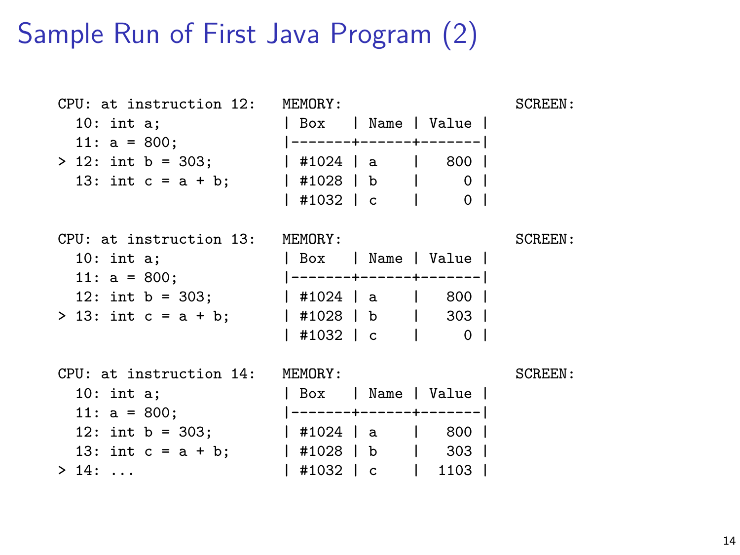# Sample Run of First Java Program (2)

```
CPU: at instruction 12:   MEMORY:                        SCREEN:
  10: int a;              | Box   | Name | Value |
  11: a = 800;            |-------+------+-------|
> 12: int b = 303;        | #1024 | a    |   800 |
  13: int c = a + b;      | #1028 | b    |     0 |
                          | #1032 | c    |     0 |

CPU: at instruction 13:   MEMORY:                        SCREEN:
  10: int a;              | Box   | Name | Value |
  11: a = 800;            |-------+------+-------|
  12: int b = 303;        | #1024 | a    |   800 |
> 13: int c = a + b;      | #1028 | b    |   303 |
                          | #1032 | c    |     0 |

CPU: at instruction 14:   MEMORY:                        SCREEN:
  10: int a;              | Box   | Name | Value |
  11: a = 800;            |-------+------+-------|
  12: int b = 303;        | #1024 | a    |   800 |
  13: int c = a + b;      | #1028 | b    |   303 |
> 14: ...                 | #1032 | c    |  1103 |
```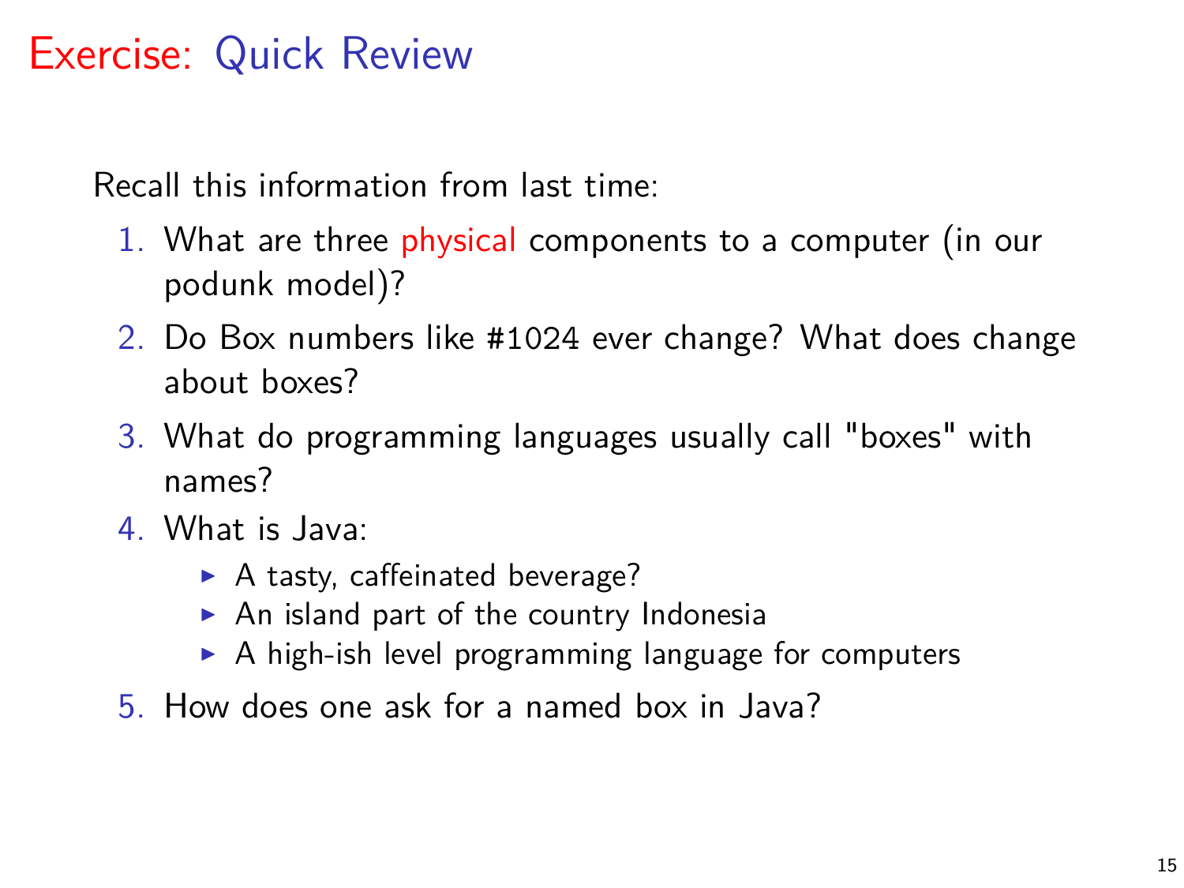# Exercise: Quick Review

Recall this information from last time:

1. What are three physical components to a computer (in our podunk model)?
2. Do Box numbers like #1024 ever change? What does change about boxes?
3. What do programming languages usually call "boxes" with names?
4. What is Java:
   - A tasty, caffeinated beverage?
   - An island part of the country Indonesia
   - A high-ish level programming language for computers
5. How does one ask for a named box in Java?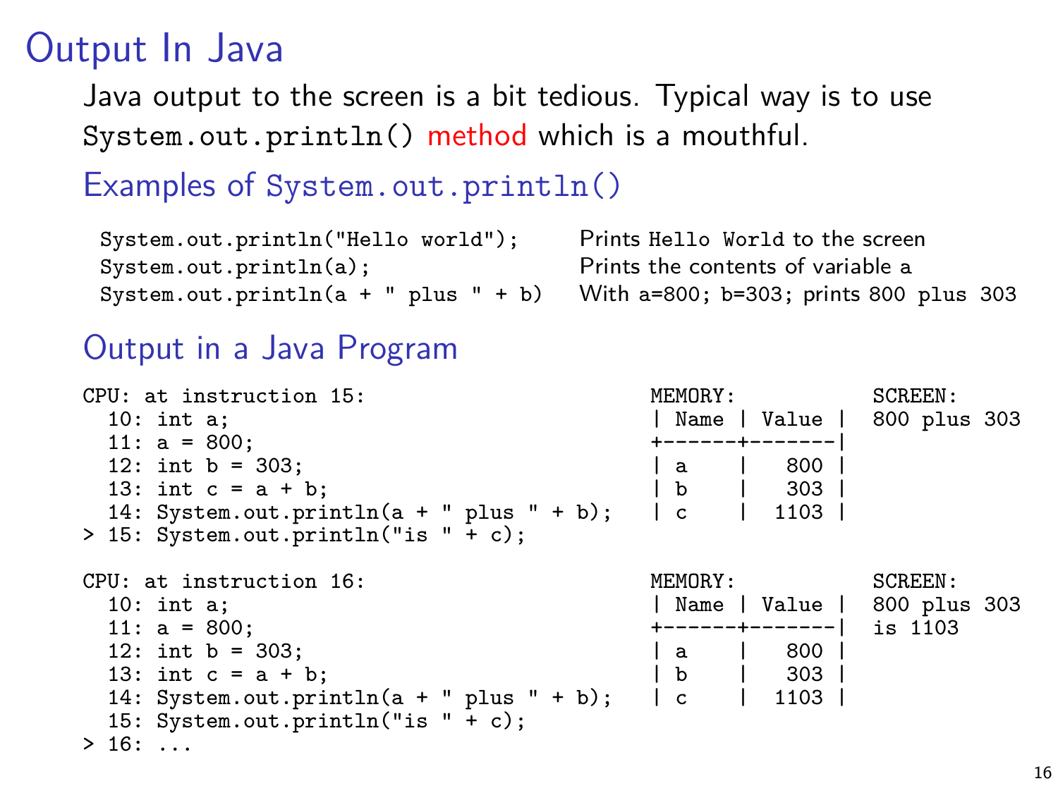# Output In Java

Java output to the screen is a bit tedious. Typical way is to use `System.out.println()` method which is a mouthful.

## Examples of `System.out.println()`

| | |
|---|---|
| `System.out.println("Hello world");` | Prints `Hello World` to the screen |
| `System.out.println(a);` | Prints the contents of variable a |
| `System.out.println(a + " plus " + b)` | With a=800; b=303; prints `800 plus 303` |

## Output in a Java Program

```
CPU: at instruction 15:                          MEMORY:              SCREEN:
  10: int a;                                     | Name | Value |     800 plus 303
  11: a = 800;                                   +------+-------|
  12: int b = 303;                               | a    |   800 |
  13: int c = a + b;                             | b    |   303 |
  14: System.out.println(a + " plus " + b);      | c    |  1103 |
> 15: System.out.println("is " + c);

CPU: at instruction 16:                          MEMORY:              SCREEN:
  10: int a;                                     | Name | Value |     800 plus 303
  11: a = 800;                                   +------+-------|     is 1103
  12: int b = 303;                               | a    |   800 |
  13: int c = a + b;                             | b    |   303 |
  14: System.out.println(a + " plus " + b);      | c    |  1103 |
  15: System.out.println("is " + c);
> 16: ...
```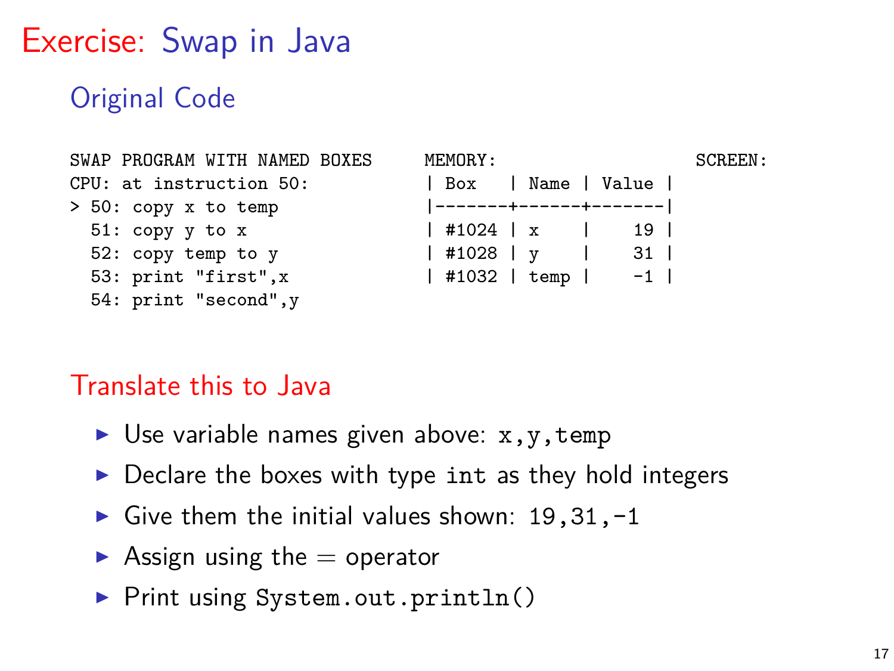# Exercise: Swap in Java

## Original Code

```
SWAP PROGRAM WITH NAMED BOXES     MEMORY:                          SCREEN:
CPU: at instruction 50:           | Box   | Name | Value |
> 50: copy x to temp              |-------+------+-------|
  51: copy y to x                 | #1024 | x    |    19 |
  52: copy temp to y              | #1028 | y    |    31 |
  53: print "first",x             | #1032 | temp |    -1 |
  54: print "second",y
```

## Translate this to Java

- Use variable names given above: `x,y,temp`
- Declare the boxes with type `int` as they hold integers
- Give them the initial values shown: `19,31,-1`
- Assign using the = operator
- Print using `System.out.println()`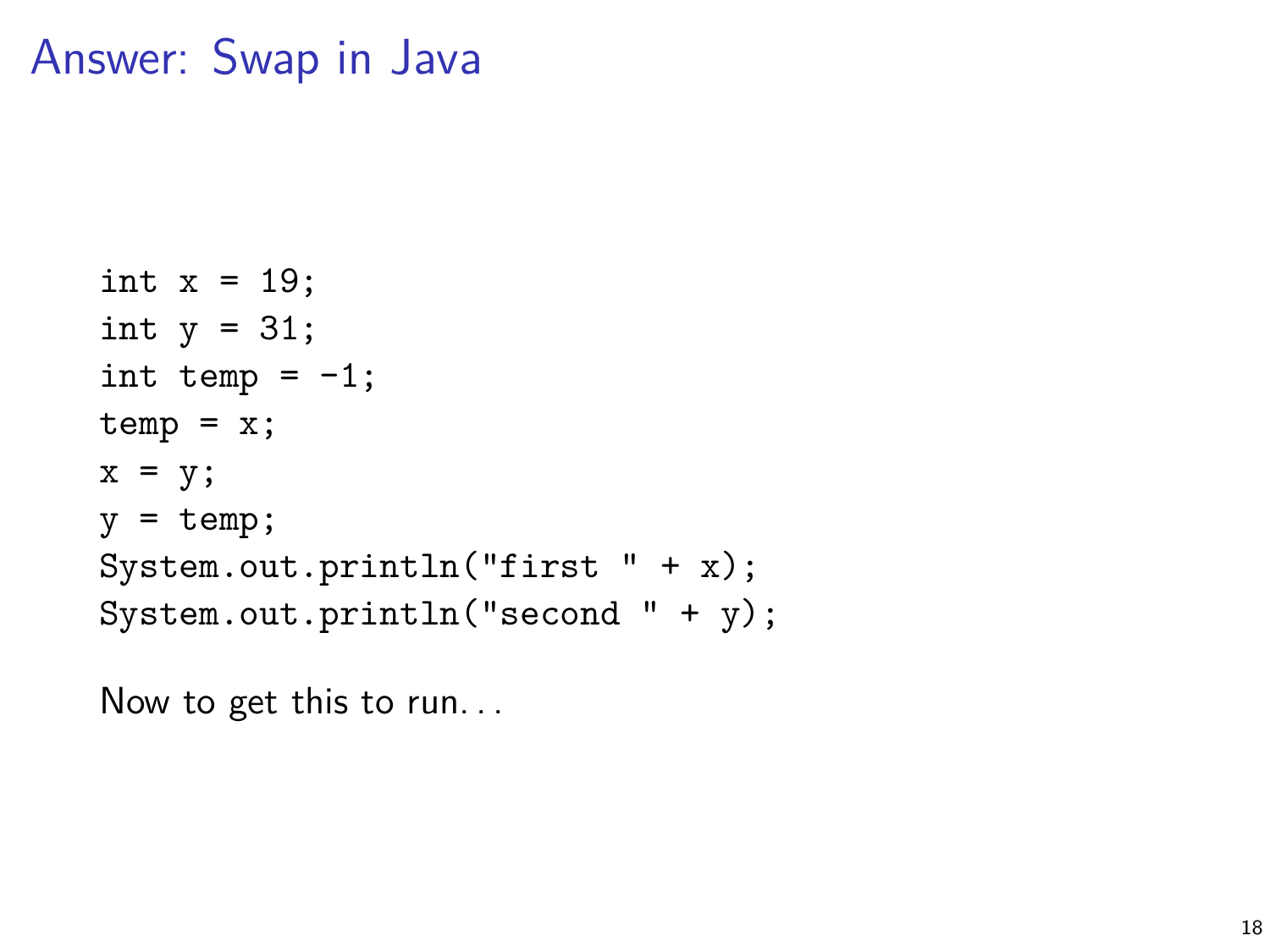# Answer: Swap in Java

```
int x = 19;
int y = 31;
int temp = -1;
temp = x;
x = y;
y = temp;
System.out.println("first " + x);
System.out.println("second " + y);
```

Now to get this to run. . .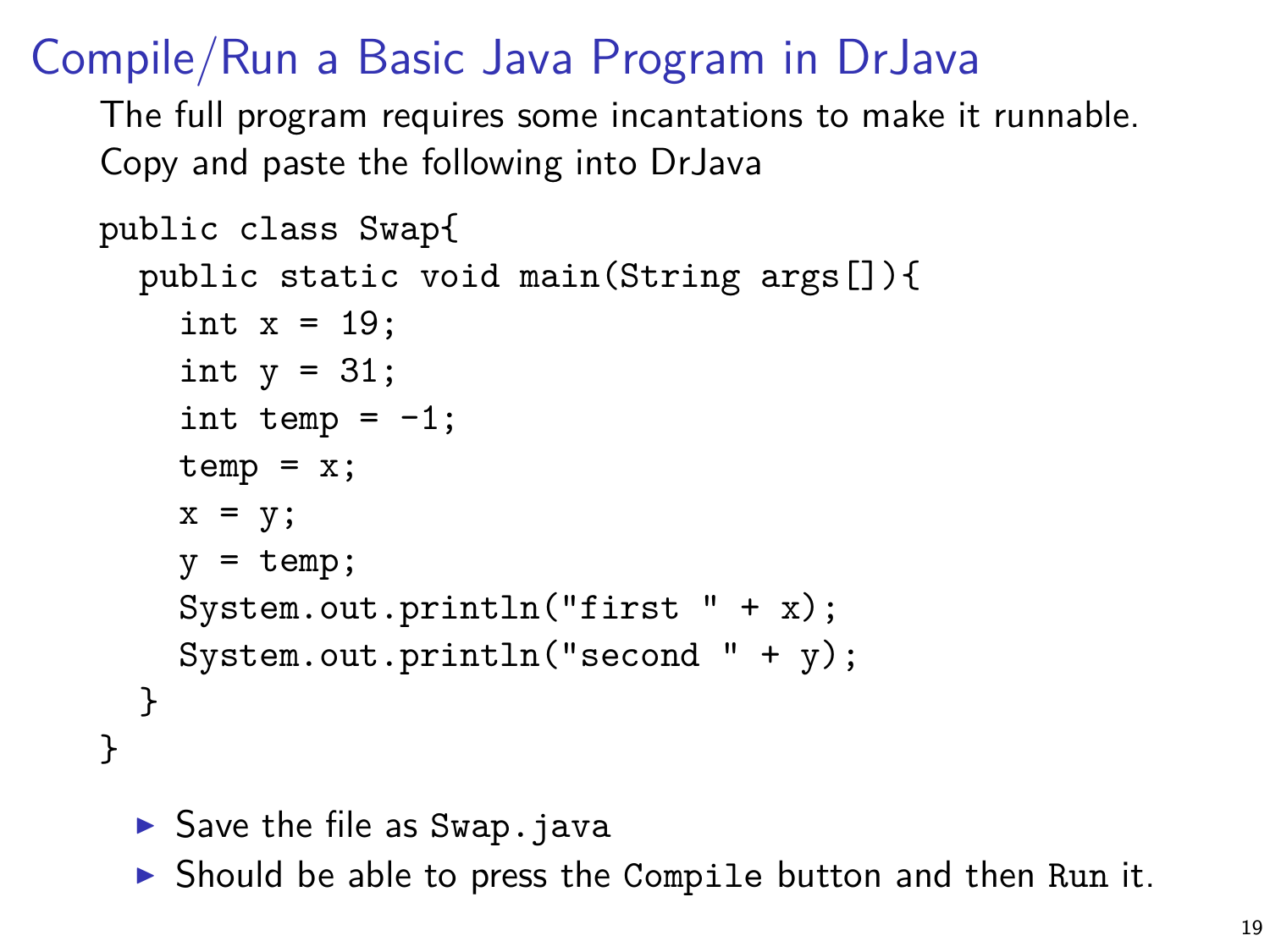# Compile/Run a Basic Java Program in DrJava

The full program requires some incantations to make it runnable.
Copy and paste the following into DrJava

```
public class Swap{
  public static void main(String args[]){
    int x = 19;
    int y = 31;
    int temp = -1;
    temp = x;
    x = y;
    y = temp;
    System.out.println("first " + x);
    System.out.println("second " + y);
  }
}
```

- Save the file as `Swap.java`
- Should be able to press the `Compile` button and then `Run` it.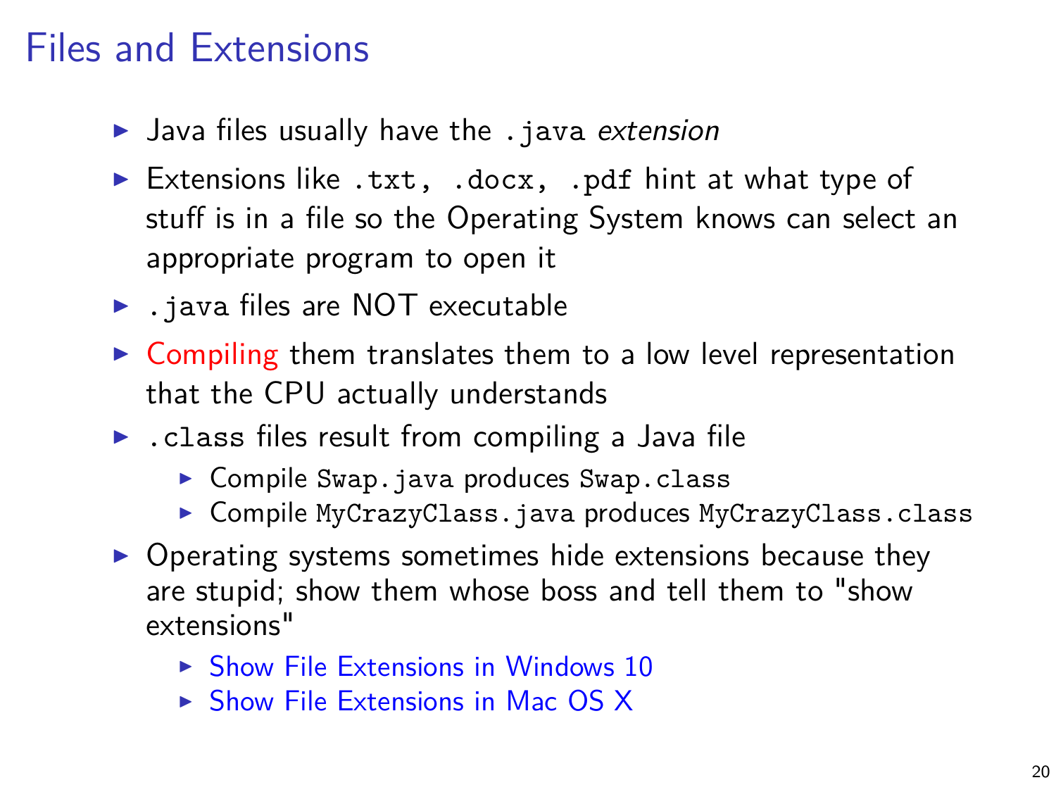# Files and Extensions

- Java files usually have the `.java` *extension*
- Extensions like `.txt`, `.docx`, `.pdf` hint at what type of stuff is in a file so the Operating System knows can select an appropriate program to open it
- `.java` files are NOT executable
- Compiling them translates them to a low level representation that the CPU actually understands
- `.class` files result from compiling a Java file
  - Compile `Swap.java` produces `Swap.class`
  - Compile `MyCrazyClass.java` produces `MyCrazyClass.class`
- Operating systems sometimes hide extensions because they are stupid; show them whose boss and tell them to "show extensions"
  - Show File Extensions in Windows 10
  - Show File Extensions in Mac OS X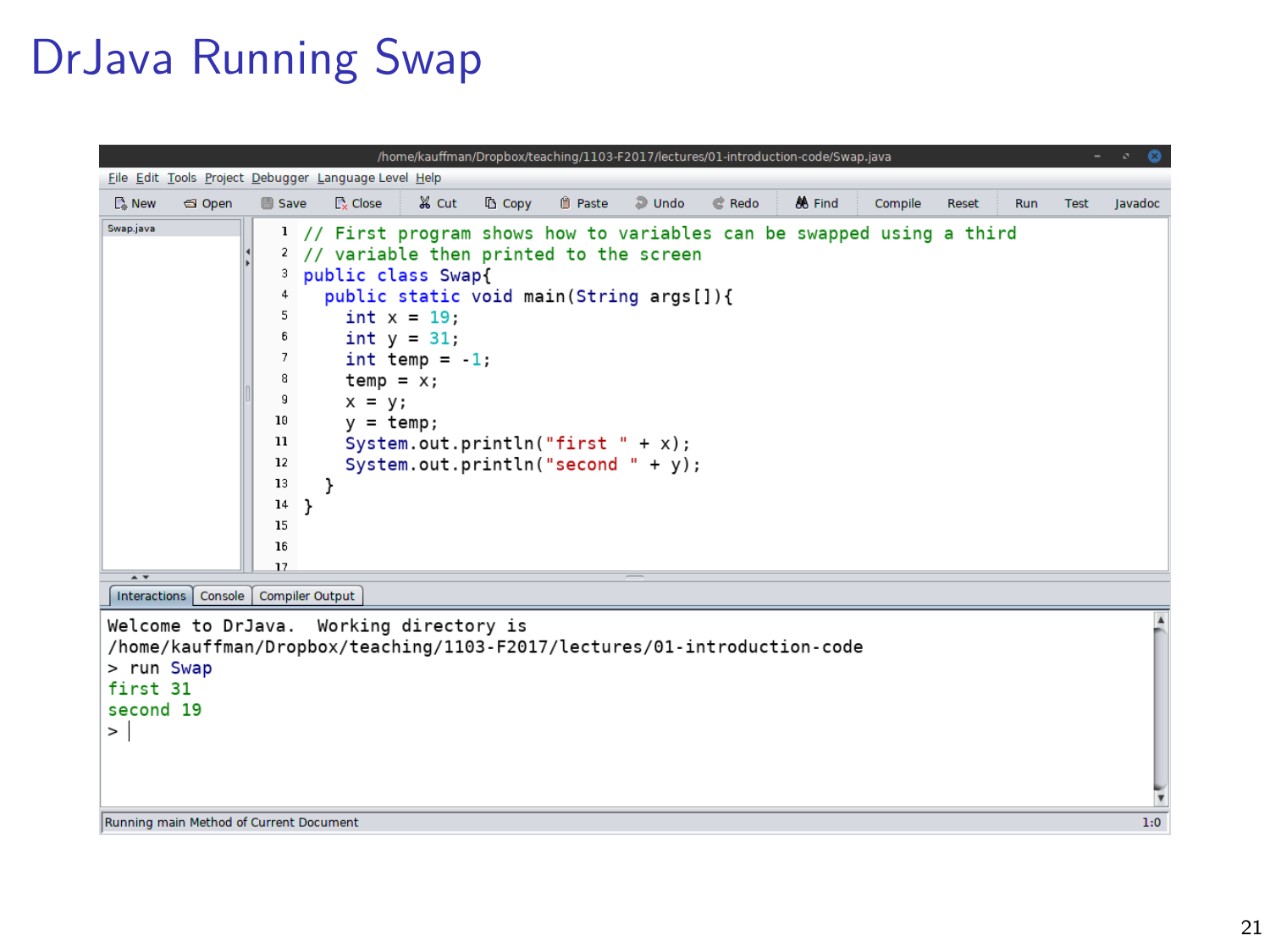# DrJava Running Swap

/home/kauffman/Dropbox/teaching/1103-F2017/lectures/01-introduction-code/Swap.java

File Edit Tools Project Debugger Language Level Help

New Open Save Close Cut Copy Paste Undo Redo Find Compile Reset Run Test Javadoc

Swap.java

```java
// First program shows how to variables can be swapped using a third
// variable then printed to the screen
public class Swap{
  public static void main(String args[]){
    int x = 19;
    int y = 31;
    int temp = -1;
    temp = x;
    x = y;
    y = temp;
    System.out.println("first " + x);
    System.out.println("second " + y);
  }
}
```

Interactions | Console | Compiler Output

```
Welcome to DrJava.  Working directory is
/home/kauffman/Dropbox/teaching/1103-F2017/lectures/01-introduction-code
> run Swap
first 31
second 19
>
```

Running main Method of Current Document 1:0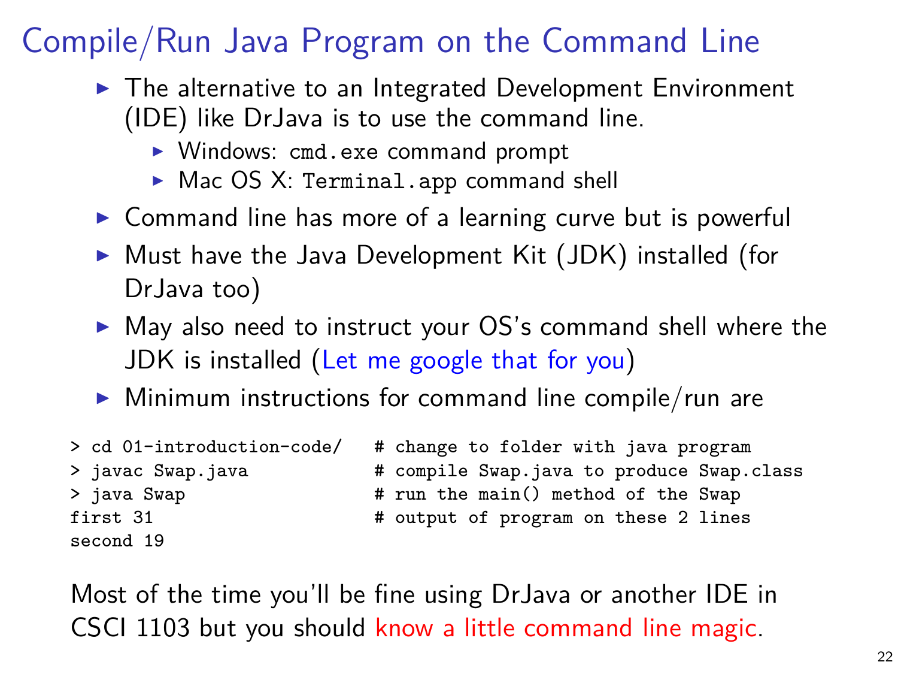# Compile/Run Java Program on the Command Line

- The alternative to an Integrated Development Environment (IDE) like DrJava is to use the command line.
  - Windows: `cmd.exe` command prompt
  - Mac OS X: `Terminal.app` command shell
- Command line has more of a learning curve but is powerful
- Must have the Java Development Kit (JDK) installed (for DrJava too)
- May also need to instruct your OS's command shell where the JDK is installed (Let me google that for you)
- Minimum instructions for command line compile/run are

```
> cd 01-introduction-code/   # change to folder with java program
> javac Swap.java            # compile Swap.java to produce Swap.class
> java Swap                  # run the main() method of the Swap
first 31                     # output of program on these 2 lines
second 19
```

Most of the time you'll be fine using DrJava or another IDE in CSCI 1103 but you should know a little command line magic.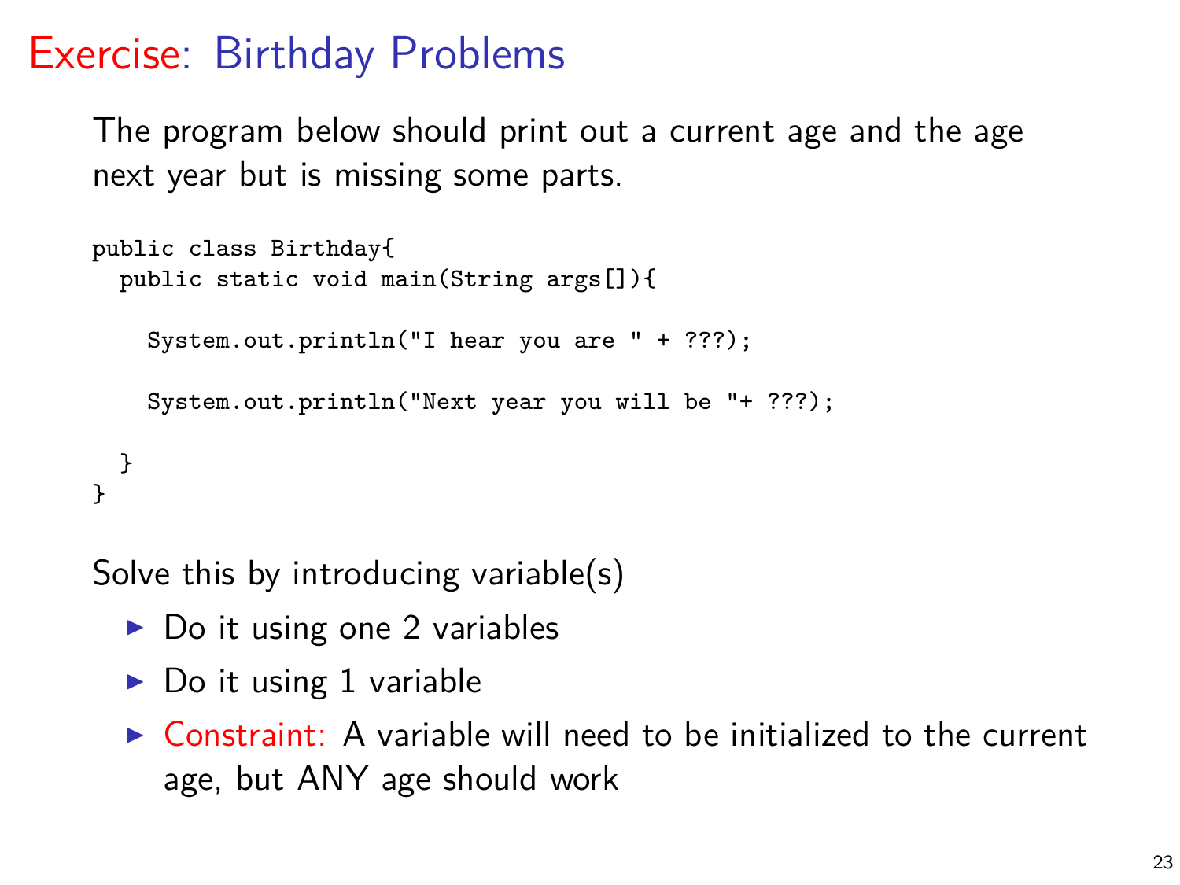# Exercise: Birthday Problems

The program below should print out a current age and the age next year but is missing some parts.

```
public class Birthday{
  public static void main(String args[]){

    System.out.println("I hear you are " + ???);

    System.out.println("Next year you will be "+ ???);

  }
}
```

Solve this by introducing variable(s)

- Do it using one 2 variables
- Do it using 1 variable
- Constraint: A variable will need to be initialized to the current age, but ANY age should work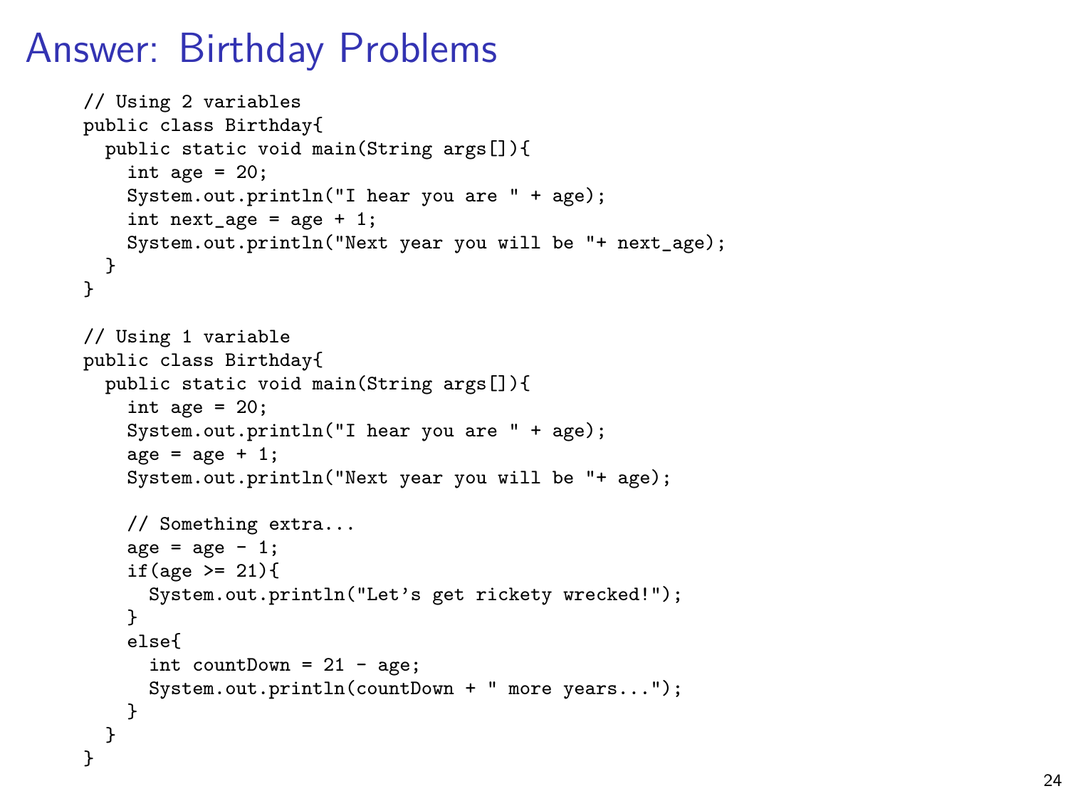# Answer: Birthday Problems

```
// Using 2 variables
public class Birthday{
  public static void main(String args[]){
    int age = 20;
    System.out.println("I hear you are " + age);
    int next_age = age + 1;
    System.out.println("Next year you will be "+ next_age);
  }
}

// Using 1 variable
public class Birthday{
  public static void main(String args[]){
    int age = 20;
    System.out.println("I hear you are " + age);
    age = age + 1;
    System.out.println("Next year you will be "+ age);

    // Something extra...
    age = age - 1;
    if(age >= 21){
      System.out.println("Let's get rickety wrecked!");
    }
    else{
      int countDown = 21 - age;
      System.out.println(countDown + " more years...");
    }
  }
}
```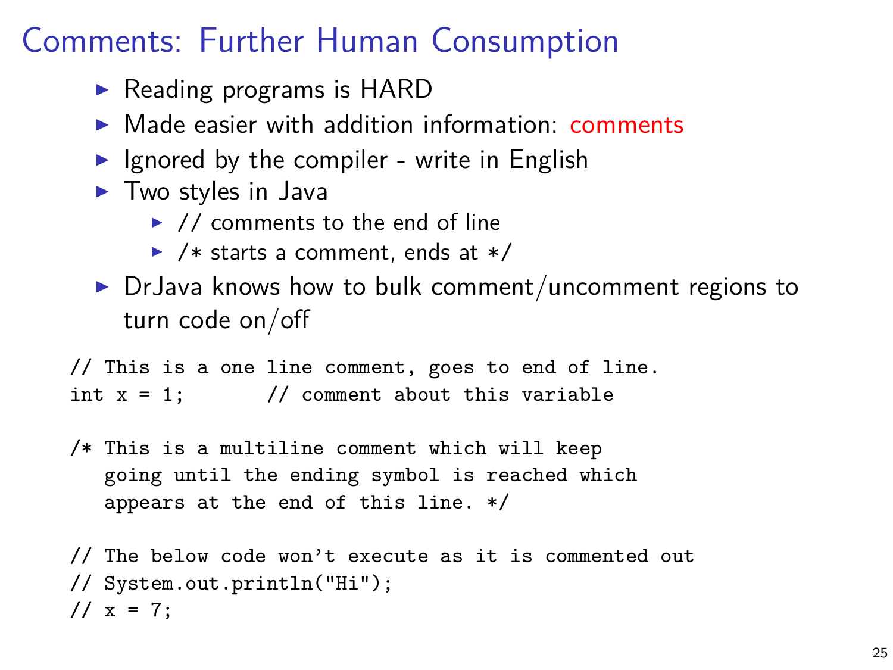# Comments: Further Human Consumption

- Reading programs is HARD
- Made easier with addition information: comments
- Ignored by the compiler - write in English
- Two styles in Java
  - // comments to the end of line
  - /* starts a comment, ends at */
- DrJava knows how to bulk comment/uncomment regions to turn code on/off

```
// This is a one line comment, goes to end of line.
int x = 1;       // comment about this variable

/* This is a multiline comment which will keep
   going until the ending symbol is reached which
   appears at the end of this line. */

// The below code won't execute as it is commented out
// System.out.println("Hi");
// x = 7;
```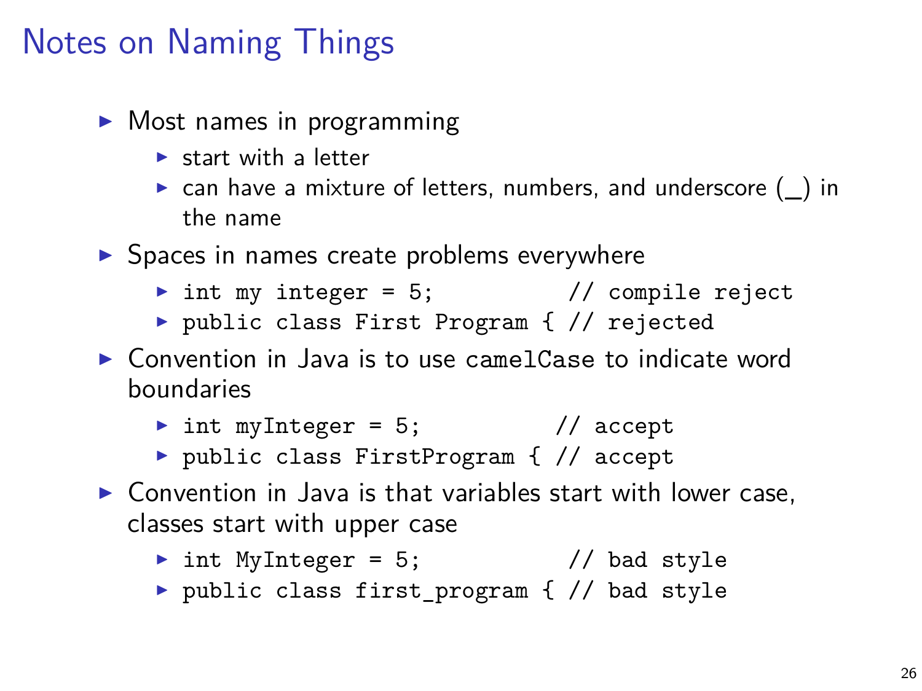# Notes on Naming Things

- Most names in programming
  - start with a letter
  - can have a mixture of letters, numbers, and underscore (_) in the name
- Spaces in names create problems everywhere
  - `int my integer = 5;           // compile reject`
  - `public class First Program { // rejected`
- Convention in Java is to use `camelCase` to indicate word boundaries
  - `int myInteger = 5;           // accept`
  - `public class FirstProgram { // accept`
- Convention in Java is that variables start with lower case, classes start with upper case
  - `int MyInteger = 5;           // bad style`
  - `public class first_program { // bad style`